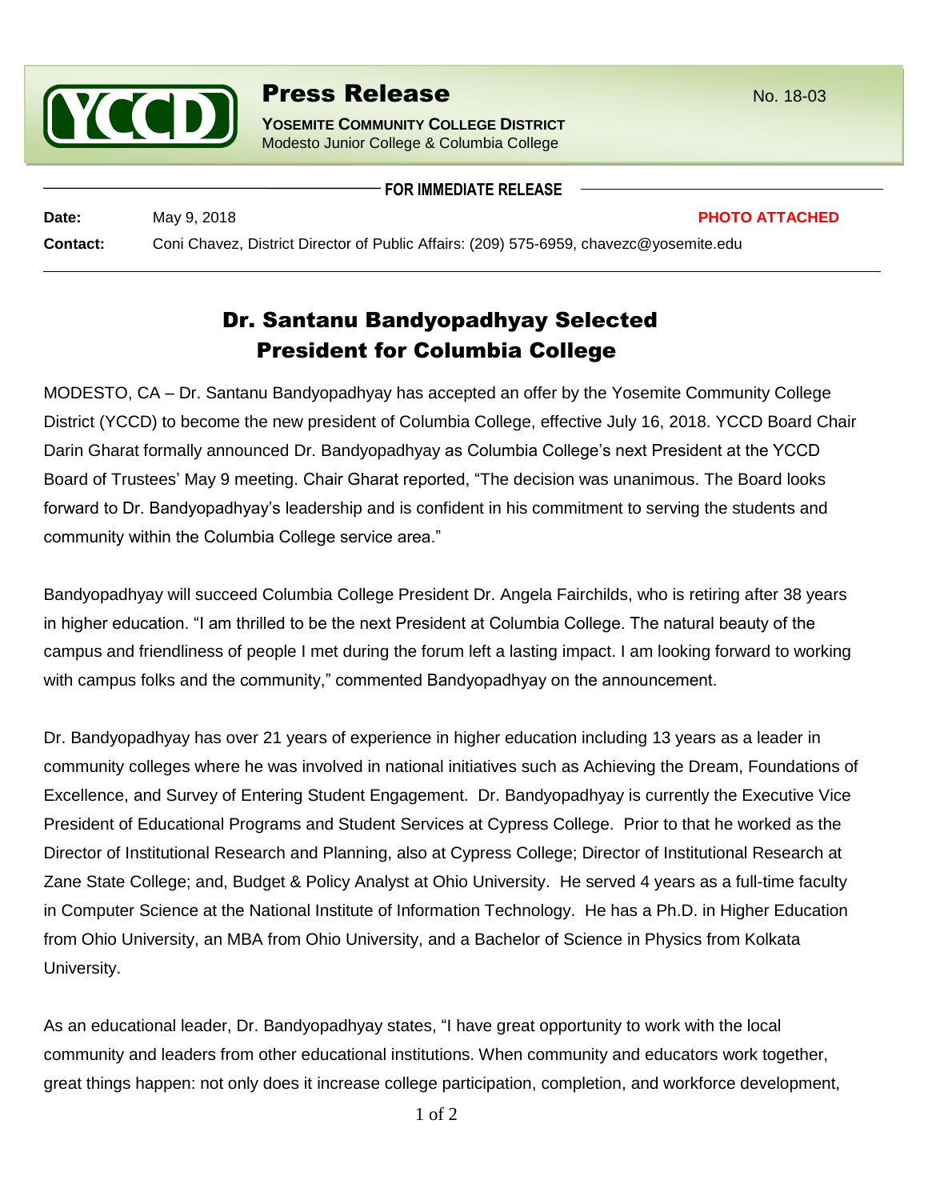**Press Release** No. 18-03

**YOSEMITE COMMUNITY COLLEGE DISTRICT**
Modesto Junior College & Columbia College

**FOR IMMEDIATE RELEASE**

**Date:** May 9, 2018 **PHOTO ATTACHED**

**Contact:** Coni Chavez, District Director of Public Affairs: (209) 575-6959, chavezc@yosemite.edu

# Dr. Santanu Bandyopadhyay Selected President for Columbia College

MODESTO, CA – Dr. Santanu Bandyopadhyay has accepted an offer by the Yosemite Community College District (YCCD) to become the new president of Columbia College, effective July 16, 2018. YCCD Board Chair Darin Gharat formally announced Dr. Bandyopadhyay as Columbia College's next President at the YCCD Board of Trustees' May 9 meeting. Chair Gharat reported, "The decision was unanimous. The Board looks forward to Dr. Bandyopadhyay's leadership and is confident in his commitment to serving the students and community within the Columbia College service area."

Bandyopadhyay will succeed Columbia College President Dr. Angela Fairchilds, who is retiring after 38 years in higher education. "I am thrilled to be the next President at Columbia College. The natural beauty of the campus and friendliness of people I met during the forum left a lasting impact. I am looking forward to working with campus folks and the community," commented Bandyopadhyay on the announcement.

Dr. Bandyopadhyay has over 21 years of experience in higher education including 13 years as a leader in community colleges where he was involved in national initiatives such as Achieving the Dream, Foundations of Excellence, and Survey of Entering Student Engagement. Dr. Bandyopadhyay is currently the Executive Vice President of Educational Programs and Student Services at Cypress College. Prior to that he worked as the Director of Institutional Research and Planning, also at Cypress College; Director of Institutional Research at Zane State College; and, Budget & Policy Analyst at Ohio University. He served 4 years as a full-time faculty in Computer Science at the National Institute of Information Technology. He has a Ph.D. in Higher Education from Ohio University, an MBA from Ohio University, and a Bachelor of Science in Physics from Kolkata University.

As an educational leader, Dr. Bandyopadhyay states, "I have great opportunity to work with the local community and leaders from other educational institutions. When community and educators work together, great things happen: not only does it increase college participation, completion, and workforce development,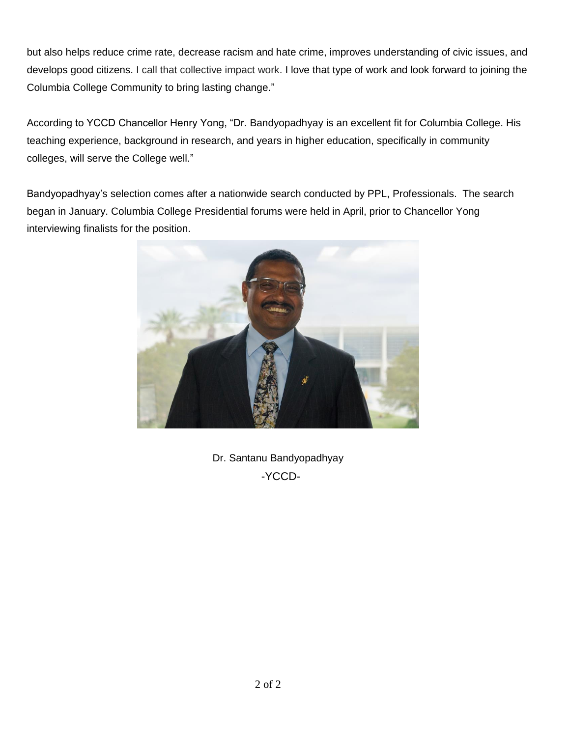but also helps reduce crime rate, decrease racism and hate crime, improves understanding of civic issues, and develops good citizens. I call that collective impact work. I love that type of work and look forward to joining the Columbia College Community to bring lasting change."

According to YCCD Chancellor Henry Yong, "Dr. Bandyopadhyay is an excellent fit for Columbia College. His teaching experience, background in research, and years in higher education, specifically in community colleges, will serve the College well."

Bandyopadhyay's selection comes after a nationwide search conducted by PPL, Professionals. The search began in January. Columbia College Presidential forums were held in April, prior to Chancellor Yong interviewing finalists for the position.

Dr. Santanu Bandyopadhyay

-YCCD-